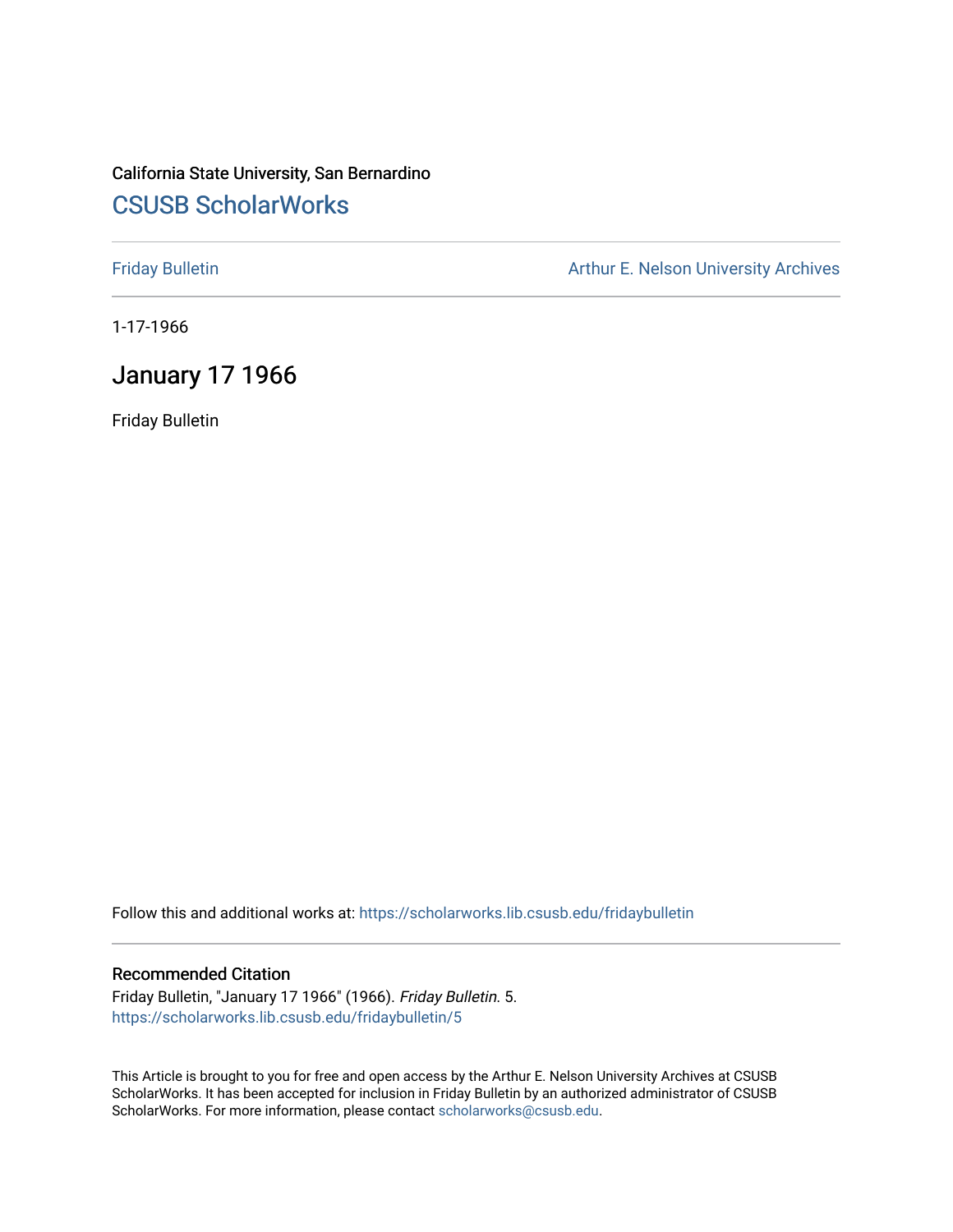California State University, San Bernardino

# CSUSB ScholarWorks

Friday Bulletin

Arthur E. Nelson University Archives

1-17-1966

## January 17 1966

Friday Bulletin

Follow this and additional works at: https://scholarworks.lib.csusb.edu/fridaybulletin

### Recommended Citation

Friday Bulletin, "January 17 1966" (1966). *Friday Bulletin*. 5.
https://scholarworks.lib.csusb.edu/fridaybulletin/5

This Article is brought to you for free and open access by the Arthur E. Nelson University Archives at CSUSB ScholarWorks. It has been accepted for inclusion in Friday Bulletin by an authorized administrator of CSUSB ScholarWorks. For more information, please contact scholarworks@csusb.edu.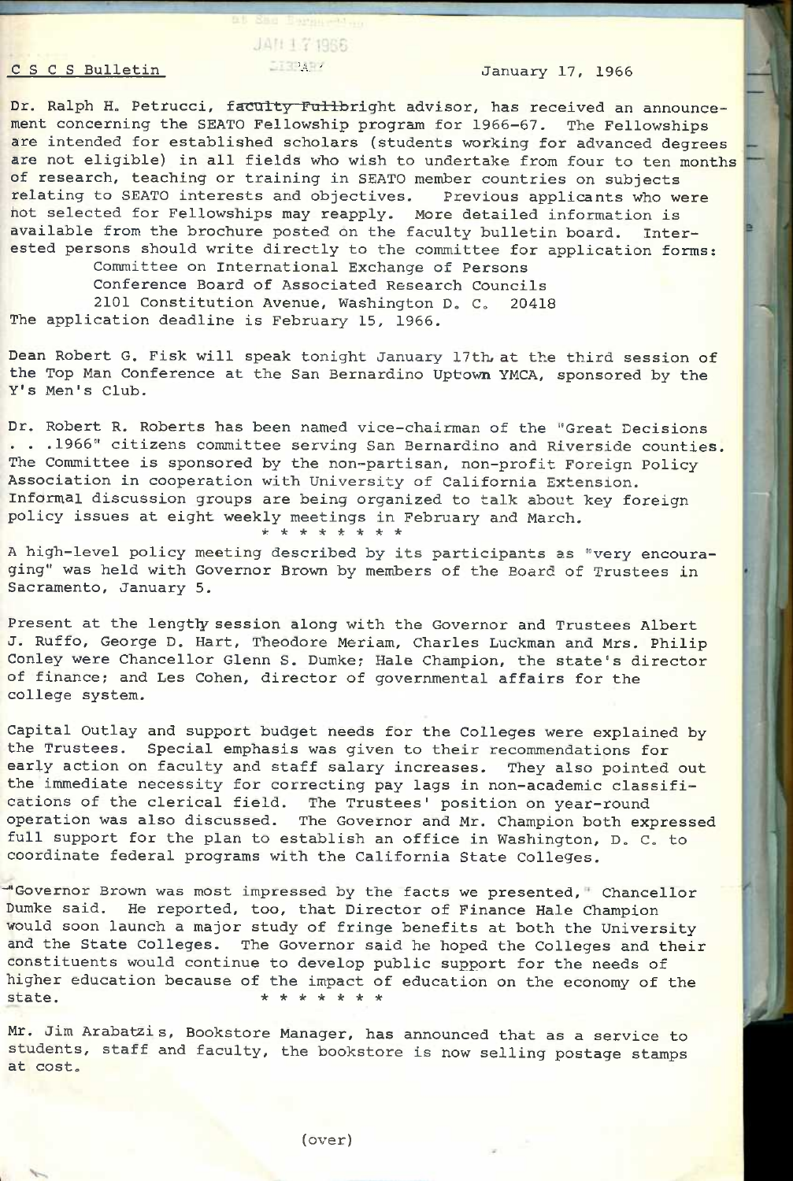C S C S Bulletin January 17, 1966

Dr. Ralph H. Petrucci, ~~faculty Fulbright~~ Fulbright advisor, has received an announcement concerning the SEATO Fellowship program for 1966-67. The Fellowships are intended for established scholars (students working for advanced degrees are not eligible) in all fields who wish to undertake from four to ten months of research, teaching or training in SEATO member countries on subjects relating to SEATO interests and objectives. Previous applicants who were not selected for Fellowships may reapply. More detailed information is available from the brochure posted on the faculty bulletin board. Interested persons should write directly to the committee for application forms:

Committee on International Exchange of Persons
Conference Board of Associated Research Councils
2101 Constitution Avenue, Washington D. C. 20418

The application deadline is February 15, 1966.

Dean Robert G. Fisk will speak tonight January 17th at the third session of the Top Man Conference at the San Bernardino Uptown YMCA, sponsored by the Y's Men's Club.

Dr. Robert R. Roberts has been named vice-chairman of the "Great Decisions . . .1966" citizens committee serving San Bernardino and Riverside counties. The Committee is sponsored by the non-partisan, non-profit Foreign Policy Association in cooperation with University of California Extension. Informal discussion groups are being organized to talk about key foreign policy issues at eight weekly meetings in February and March.

\* \* \* \* \* \* \* \*

A high-level policy meeting described by its participants as "very encouraging" was held with Governor Brown by members of the Board of Trustees in Sacramento, January 5.

Present at the lengthy session along with the Governor and Trustees Albert J. Ruffo, George D. Hart, Theodore Meriam, Charles Luckman and Mrs. Philip Conley were Chancellor Glenn S. Dumke; Hale Champion, the state's director of finance; and Les Cohen, director of governmental affairs for the college system.

Capital Outlay and support budget needs for the Colleges were explained by the Trustees. Special emphasis was given to their recommendations for early action on faculty and staff salary increases. They also pointed out the immediate necessity for correcting pay lags in non-academic classifications of the clerical field. The Trustees' position on year-round operation was also discussed. The Governor and Mr. Champion both expressed full support for the plan to establish an office in Washington, D. C. to coordinate federal programs with the California State Colleges.

"Governor Brown was most impressed by the facts we presented," Chancellor Dumke said. He reported, too, that Director of Finance Hale Champion would soon launch a major study of fringe benefits at both the University and the State Colleges. The Governor said he hoped the Colleges and their constituents would continue to develop public support for the needs of higher education because of the impact of education on the economy of the state.

\* \* \* \* \* \* \*

Mr. Jim Arabatzis, Bookstore Manager, has announced that as a service to students, staff and faculty, the bookstore is now selling postage stamps at cost.

(over)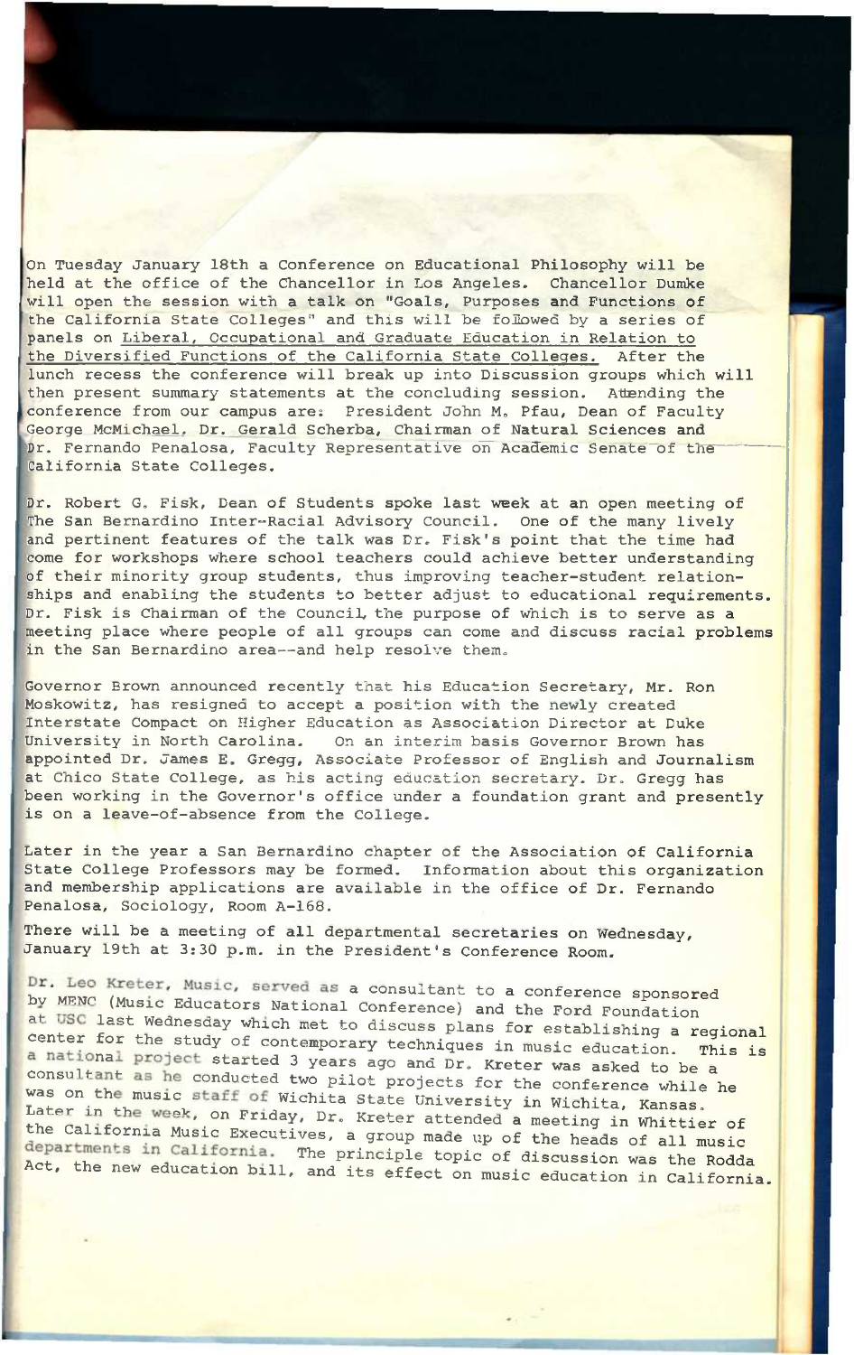On Tuesday January 18th a Conference on Educational Philosophy will be held at the office of the Chancellor in Los Angeles. Chancellor Dumke will open the session with a talk on "Goals, Purposes and Functions of the California State Colleges" and this will be followed by a series of panels on Liberal, Occupational and Graduate Education in Relation to the Diversified Functions of the California State Colleges. After the lunch recess the conference will break up into Discussion groups which will then present summary statements at the concluding session. Attending the conference from our campus are: President John M. Pfau, Dean of Faculty George McMichael, Dr. Gerald Scherba, Chairman of Natural Sciences and Dr. Fernando Penalosa, Faculty Representative on Academic Senate of the California State Colleges.

Dr. Robert G. Fisk, Dean of Students spoke last week at an open meeting of The San Bernardino Inter-Racial Advisory Council. One of the many lively and pertinent features of the talk was Dr. Fisk's point that the time had come for workshops where school teachers could achieve better understanding of their minority group students, thus improving teacher-student relationships and enabling the students to better adjust to educational requirements. Dr. Fisk is Chairman of the Council, the purpose of which is to serve as a meeting place where people of all groups can come and discuss racial problems in the San Bernardino area--and help resolve them.

Governor Brown announced recently that his Education Secretary, Mr. Ron Moskowitz, has resigned to accept a position with the newly created Interstate Compact on Higher Education as Association Director at Duke University in North Carolina. On an interim basis Governor Brown has appointed Dr. James E. Gregg, Associate Professor of English and Journalism at Chico State College, as his acting education secretary. Dr. Gregg has been working in the Governor's office under a foundation grant and presently is on a leave-of-absence from the College.

Later in the year a San Bernardino chapter of the Association of California State College Professors may be formed. Information about this organization and membership applications are available in the office of Dr. Fernando Penalosa, Sociology, Room A-168.

There will be a meeting of all departmental secretaries on Wednesday, January 19th at 3:30 p.m. in the President's Conference Room.

Dr. Leo Kreter, Music, served as a consultant to a conference sponsored by MENC (Music Educators National Conference) and the Ford Foundation at USC last Wednesday which met to discuss plans for establishing a regional center for the study of contemporary techniques in music education. This is a national project started 3 years ago and Dr. Kreter was asked to be a consultant as he conducted two pilot projects for the conference while he was on the music staff of Wichita State University in Wichita, Kansas. Later in the week, on Friday, Dr. Kreter attended a meeting in Whittier of the California Music Executives, a group made up of the heads of all music departments in California. The principle topic of discussion was the Rodda Act, the new education bill, and its effect on music education in California.